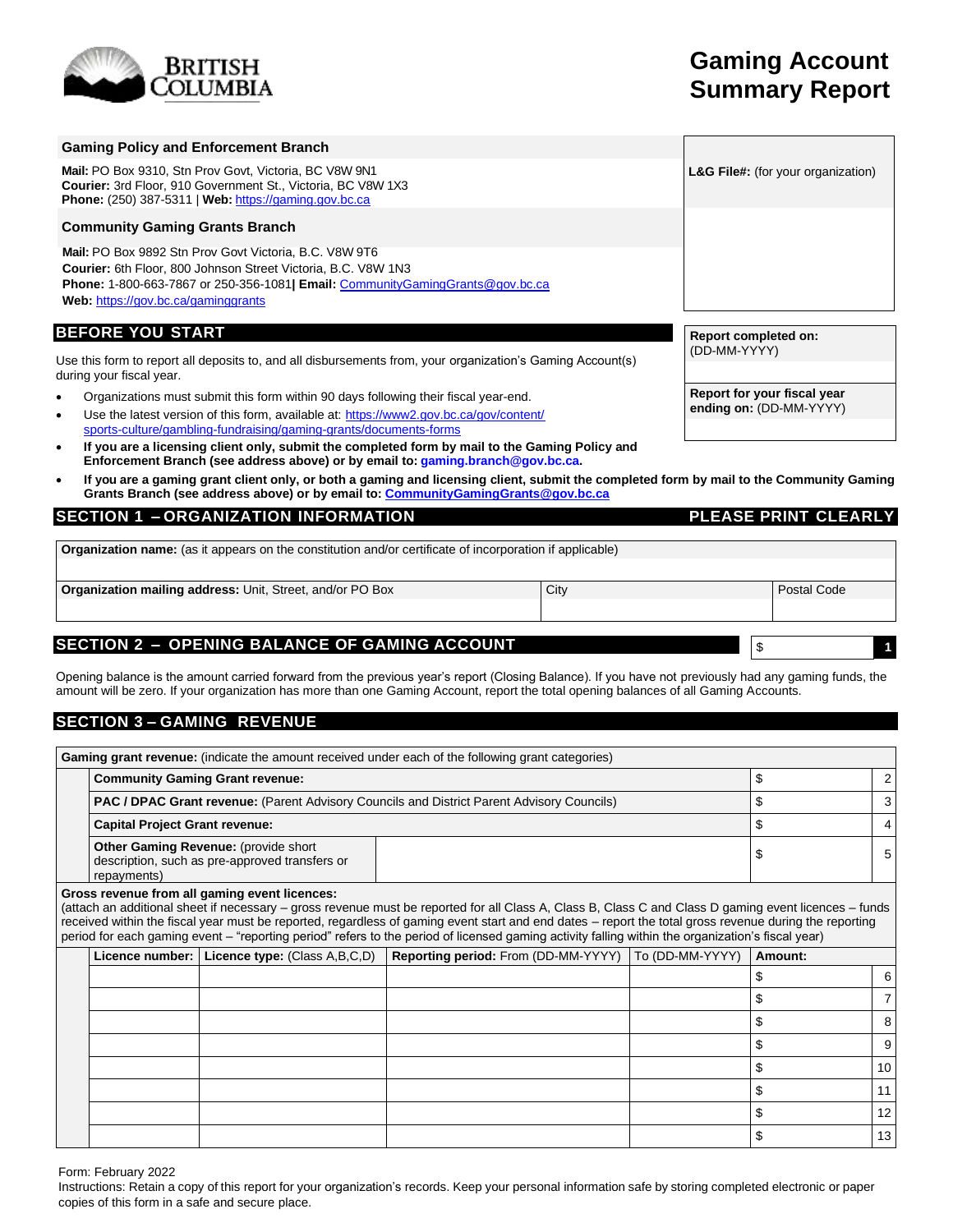BRITISH COLUMBIA

# Gaming Account Summary Report

## Gaming Policy and Enforcement Branch

**Mail:** PO Box 9310, Stn Prov Govt, Victoria, BC V8W 9N1
**Courier:** 3rd Floor, 910 Government St., Victoria, BC V8W 1X3
**Phone:** (250) 387-5311 | **Web:** https://gaming.gov.bc.ca

## Community Gaming Grants Branch

**Mail:** PO Box 9892 Stn Prov Govt Victoria, B.C. V8W 9T6
**Courier:** 6th Floor, 800 Johnson Street Victoria, B.C. V8W 1N3
**Phone:** 1-800-663-7867 or 250-356-1081**|** **Email:** CommunityGamingGrants@gov.bc.ca
**Web:** https://gov.bc.ca/gaminggrants

| **L&G File#:** (for your organization) |
|---|
| |

## BEFORE YOU START

Use this form to report all deposits to, and all disbursements from, your organization's Gaming Account(s) during your fiscal year.

- Organizations must submit this form within 90 days following their fiscal year-end.
- Use the latest version of this form, available at: https://www2.gov.bc.ca/gov/content/sports-culture/gambling-fundraising/gaming-grants/documents-forms
- **If you are a licensing client only, submit the completed form by mail to the Gaming Policy and Enforcement Branch (see address above) or by email to: gaming.branch@gov.bc.ca.**
- **If you are a gaming grant client only, or both a gaming and licensing client, submit the completed form by mail to the Community Gaming Grants Branch (see address above) or by email to: CommunityGamingGrants@gov.bc.ca**

| **Report completed on:** (DD-MM-YYYY) |
|---|
| |
| **Report for your fiscal year ending on:** (DD-MM-YYYY) |
| |

## SECTION 1 – ORGANIZATION INFORMATION

**PLEASE PRINT CLEARLY**

| **Organization name:** (as it appears on the constitution and/or certificate of incorporation if applicable) | | |
|---|---|---|
| | | |
| **Organization mailing address:** Unit, Street, and/or PO Box | City | Postal Code |
| | | |

## SECTION 2 – OPENING BALANCE OF GAMING ACCOUNT

| $ | 1 |
|---|---|

Opening balance is the amount carried forward from the previous year's report (Closing Balance). If you have not previously had any gaming funds, the amount will be zero. If your organization has more than one Gaming Account, report the total opening balances of all Gaming Accounts.

## SECTION 3 – GAMING REVENUE

**Gaming grant revenue:** (indicate the amount received under each of the following grant categories)

| | | | |
|---|---|---|---|
| **Community Gaming Grant revenue:** | | $ | 2 |
| **PAC / DPAC Grant revenue:** (Parent Advisory Councils and District Parent Advisory Councils) | | $ | 3 |
| **Capital Project Grant revenue:** | | $ | 4 |
| **Other Gaming Revenue:** (provide short description, such as pre-approved transfers or repayments) | | $ | 5 |

**Gross revenue from all gaming event licences:**
(attach an additional sheet if necessary – gross revenue must be reported for all Class A, Class B, Class C and Class D gaming event licences – funds received within the fiscal year must be reported, regardless of gaming event start and end dates – report the total gross revenue during the reporting period for each gaming event – "reporting period" refers to the period of licensed gaming activity falling within the organization's fiscal year)

| Licence number: | Licence type: (Class A,B,C,D) | Reporting period: From (DD-MM-YYYY) | To (DD-MM-YYYY) | Amount: | |
|---|---|---|---|---|---|
| | | | | $ | 6 |
| | | | | $ | 7 |
| | | | | $ | 8 |
| | | | | $ | 9 |
| | | | | $ | 10 |
| | | | | $ | 11 |
| | | | | $ | 12 |
| | | | | $ | 13 |

Form: February 2022
Instructions: Retain a copy of this report for your organization's records. Keep your personal information safe by storing completed electronic or paper copies of this form in a safe and secure place.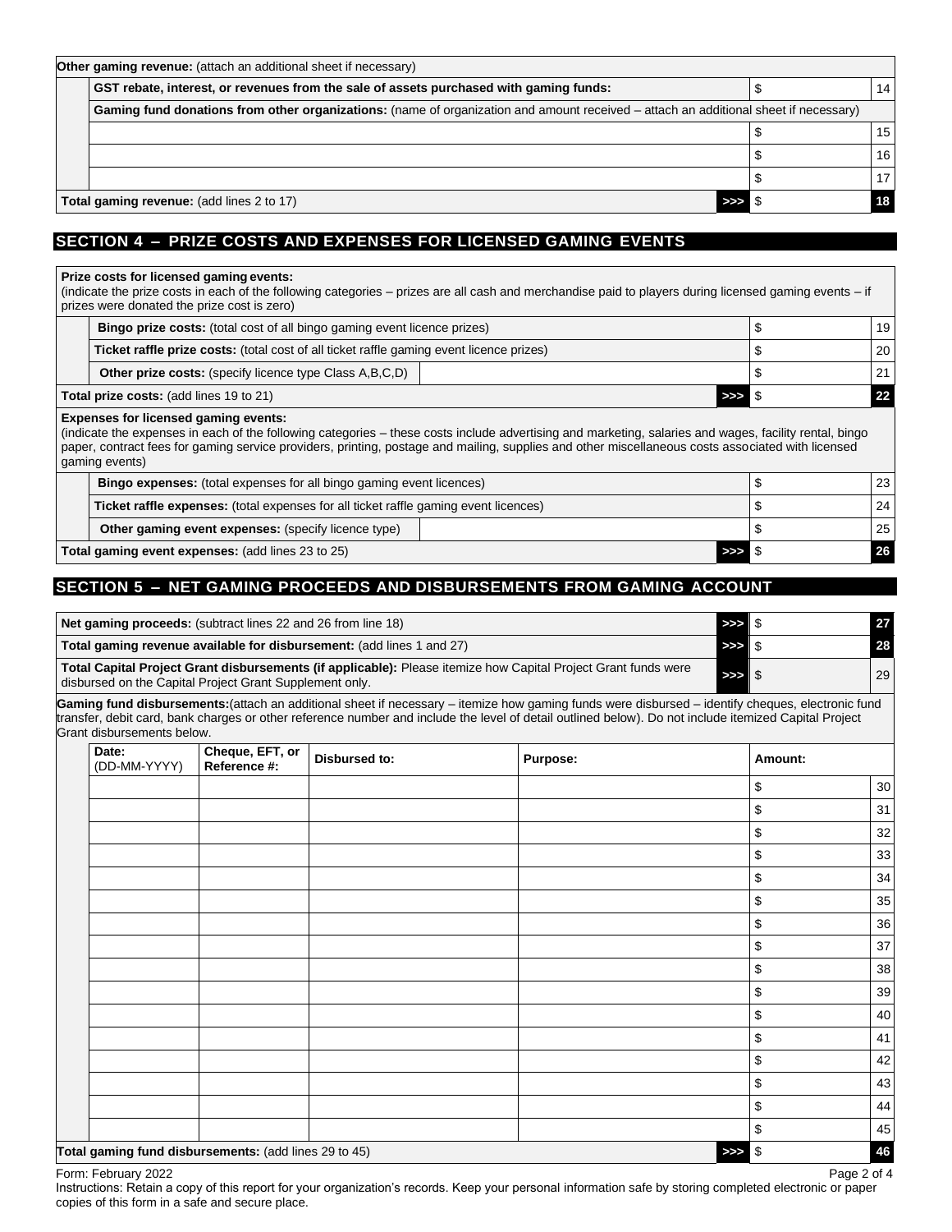| **Other gaming revenue:** (attach an additional sheet if necessary) | | | |
|---|---|---|---|
| | **GST rebate, interest, or revenues from the sale of assets purchased with gaming funds:** | $ | 14 |
| | **Gaming fund donations from other organizations:** (name of organization and amount received – attach an additional sheet if necessary) | | |
| | | $ | 15 |
| | | $ | 16 |
| | | $ | 17 |
| **Total gaming revenue:** (add lines 2 to 17) | >>> | $ | **18** |

## SECTION 4 – PRIZE COSTS AND EXPENSES FOR LICENSED GAMING EVENTS

**Prize costs for licensed gaming events:**
(indicate the prize costs in each of the following categories – prizes are all cash and merchandise paid to players during licensed gaming events – if prizes were donated the prize cost is zero)

| | | | |
|---|---|---|---|
| **Bingo prize costs:** (total cost of all bingo gaming event licence prizes) | | $ | 19 |
| **Ticket raffle prize costs:** (total cost of all ticket raffle gaming event licence prizes) | | $ | 20 |
| **Other prize costs:** (specify licence type Class A,B,C,D) | | $ | 21 |
| **Total prize costs:** (add lines 19 to 21) | >>> | $ | **22** |

**Expenses for licensed gaming events:**
(indicate the expenses in each of the following categories – these costs include advertising and marketing, salaries and wages, facility rental, bingo paper, contract fees for gaming service providers, printing, postage and mailing, supplies and other miscellaneous costs associated with licensed gaming events)

| | | | |
|---|---|---|---|
| **Bingo expenses:** (total expenses for all bingo gaming event licences) | | $ | 23 |
| **Ticket raffle expenses:** (total expenses for all ticket raffle gaming event licences) | | $ | 24 |
| **Other gaming event expenses:** (specify licence type) | | $ | 25 |
| **Total gaming event expenses:** (add lines 23 to 25) | >>> | $ | **26** |

## SECTION 5 – NET GAMING PROCEEDS AND DISBURSEMENTS FROM GAMING ACCOUNT

| | | | |
|---|---|---|---|
| **Net gaming proceeds:** (subtract lines 22 and 26 from line 18) | >>> | $ | **27** |
| **Total gaming revenue available for disbursement:** (add lines 1 and 27) | >>> | $ | **28** |
| **Total Capital Project Grant disbursements (if applicable):** Please itemize how Capital Project Grant funds were disbursed on the Capital Project Grant Supplement only. | >>> | $ | 29 |

**Gaming fund disbursements:**(attach an additional sheet if necessary – itemize how gaming funds were disbursed – identify cheques, electronic fund transfer, debit card, bank charges or other reference number and include the level of detail outlined below). Do not include itemized Capital Project Grant disbursements below.

| Date: (DD-MM-YYYY) | Cheque, EFT, or Reference #: | Disbursed to: | Purpose: | Amount: | |
|---|---|---|---|---|---|
| | | | | $ | 30 |
| | | | | $ | 31 |
| | | | | $ | 32 |
| | | | | $ | 33 |
| | | | | $ | 34 |
| | | | | $ | 35 |
| | | | | $ | 36 |
| | | | | $ | 37 |
| | | | | $ | 38 |
| | | | | $ | 39 |
| | | | | $ | 40 |
| | | | | $ | 41 |
| | | | | $ | 42 |
| | | | | $ | 43 |
| | | | | $ | 44 |
| | | | | $ | 45 |
| **Total gaming fund disbursements:** (add lines 29 to 45) | | | >>> | $ | **46** |

Form: February 2022

Instructions: Retain a copy of this report for your organization's records. Keep your personal information safe by storing completed electronic or paper copies of this form in a safe and secure place.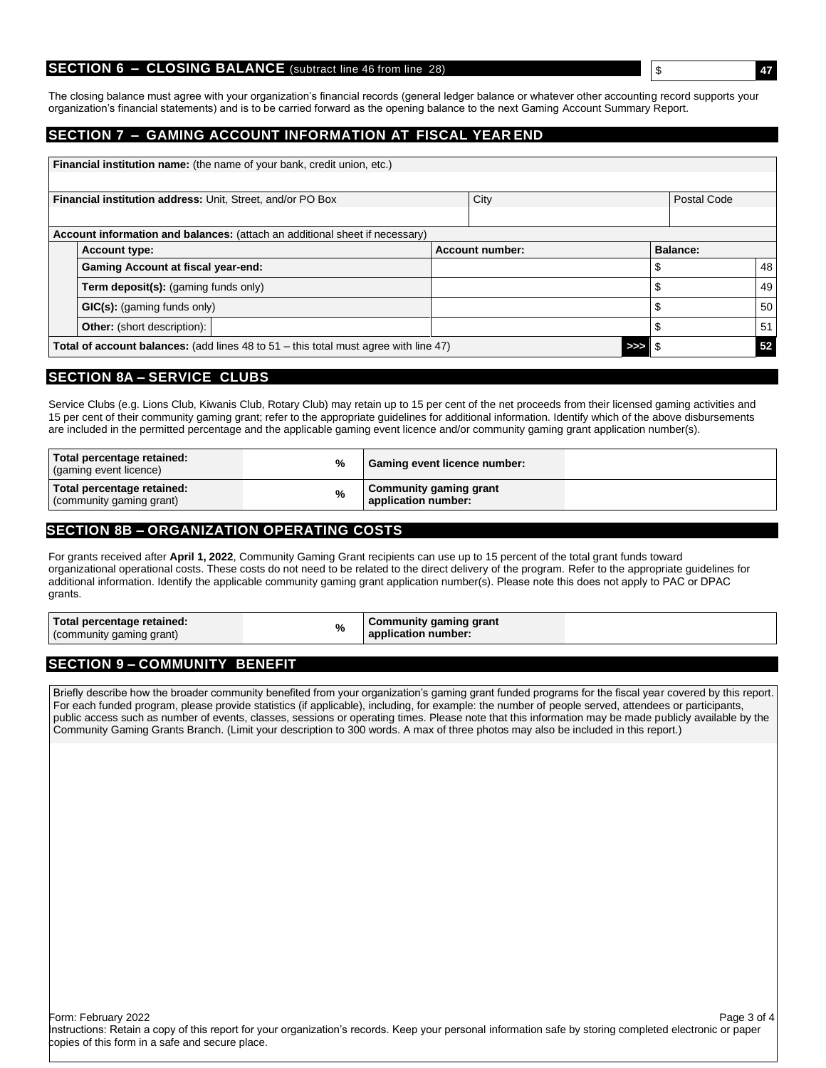## SECTION 6 – CLOSING BALANCE (subtract line 46 from line 28)

| $ | 47 |
|---|---|

The closing balance must agree with your organization's financial records (general ledger balance or whatever other accounting record supports your organization's financial statements) and is to be carried forward as the opening balance to the next Gaming Account Summary Report.

## SECTION 7 – GAMING ACCOUNT INFORMATION AT FISCAL YEAR END

**Financial institution name:** (the name of your bank, credit union, etc.)

| Financial institution address: Unit, Street, and/or PO Box | City | Postal Code |
|---|---|---|
| | | |

**Account information and balances:** (attach an additional sheet if necessary)

| Account type: | Account number: | Balance: | |
|---|---|---|---|
| **Gaming Account at fiscal year-end:** | | $ | 48 |
| **Term deposit(s):** (gaming funds only) | | $ | 49 |
| **GIC(s):** (gaming funds only) | | $ | 50 |
| **Other:** (short description): | | $ | 51 |
| **Total of account balances:** (add lines 48 to 51 – this total must agree with line 47) | >>> | $ | 52 |

## SECTION 8A – SERVICE CLUBS

Service Clubs (e.g. Lions Club, Kiwanis Club, Rotary Club) may retain up to 15 per cent of the net proceeds from their licensed gaming activities and 15 per cent of their community gaming grant; refer to the appropriate guidelines for additional information. Identify which of the above disbursements are included in the permitted percentage and the applicable gaming event licence and/or community gaming grant application number(s).

| | | | |
|---|---|---|---|
| **Total percentage retained:** (gaming event licence) | % | **Gaming event licence number:** | |
| **Total percentage retained:** (community gaming grant) | % | **Community gaming grant application number:** | |

## SECTION 8B – ORGANIZATION OPERATING COSTS

For grants received after **April 1, 2022**, Community Gaming Grant recipients can use up to 15 percent of the total grant funds toward organizational operational costs. These costs do not need to be related to the direct delivery of the program. Refer to the appropriate guidelines for additional information. Identify the applicable community gaming grant application number(s). Please note this does not apply to PAC or DPAC grants.

| | | | |
|---|---|---|---|
| **Total percentage retained:** (community gaming grant) | % | **Community gaming grant application number:** | |

## SECTION 9 – COMMUNITY BENEFIT

Briefly describe how the broader community benefited from your organization's gaming grant funded programs for the fiscal year covered by this report. For each funded program, please provide statistics (if applicable), including, for example: the number of people served, attendees or participants, public access such as number of events, classes, sessions or operating times. Please note that this information may be made publicly available by the Community Gaming Grants Branch. (Limit your description to 300 words. A max of three photos may also be included in this report.)

Form: February 2022

Instructions: Retain a copy of this report for your organization's records. Keep your personal information safe by storing completed electronic or paper copies of this form in a safe and secure place.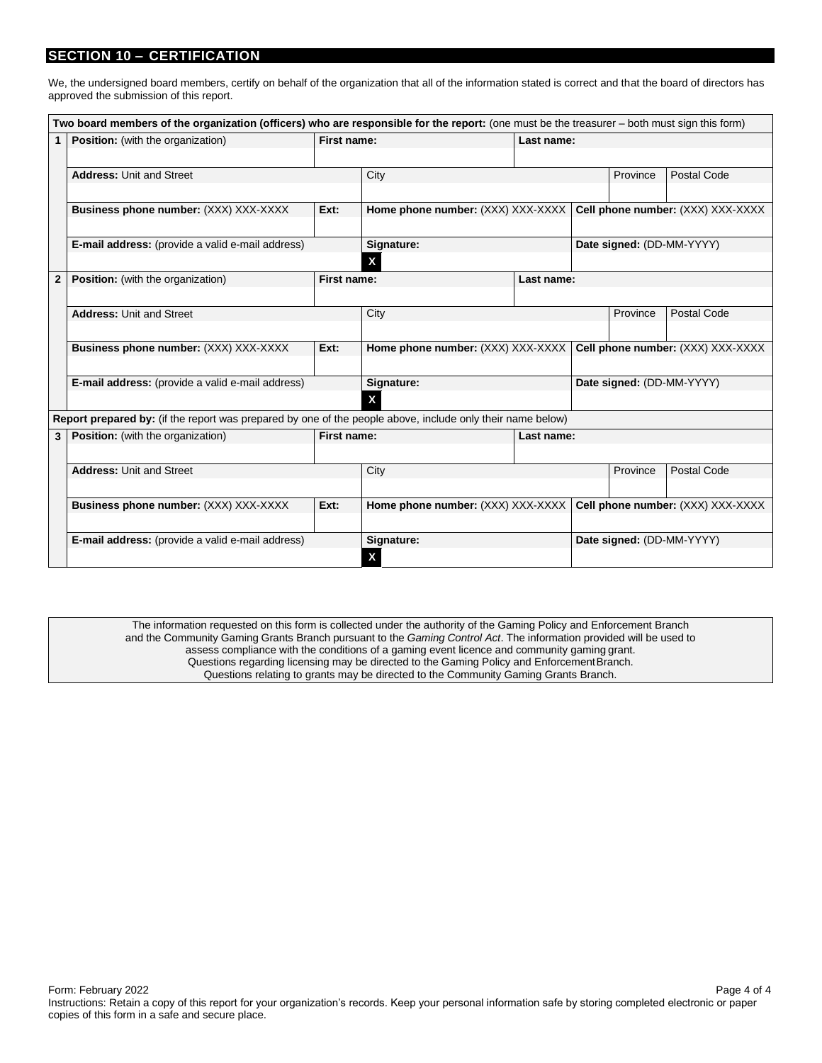## SECTION 10 – CERTIFICATION

We, the undersigned board members, certify on behalf of the organization that all of the information stated is correct and that the board of directors has approved the submission of this report.

**Two board members of the organization (officers) who are responsible for the report:** (one must be the treasurer – both must sign this form)

| | | | | | |
|---|---|---|---|---|---|
| **1** | **Position:** (with the organization) | **First name:** | | **Last name:** | |
| | **Address:** Unit and Street | City | | Province | Postal Code |
| | **Business phone number:** (XXX) XXX-XXXX | **Ext:** | **Home phone number:** (XXX) XXX-XXXX | **Cell phone number:** (XXX) XXX-XXXX | |
| | **E-mail address:** (provide a valid e-mail address) | **Signature:** X | | **Date signed:** (DD-MM-YYYY) | |
| **2** | **Position:** (with the organization) | **First name:** | | **Last name:** | |
| | **Address:** Unit and Street | City | | Province | Postal Code |
| | **Business phone number:** (XXX) XXX-XXXX | **Ext:** | **Home phone number:** (XXX) XXX-XXXX | **Cell phone number:** (XXX) XXX-XXXX | |
| | **E-mail address:** (provide a valid e-mail address) | **Signature:** X | | **Date signed:** (DD-MM-YYYY) | |

**Report prepared by:** (if the report was prepared by one of the people above, include only their name below)

| | | | | | |
|---|---|---|---|---|---|
| **3** | **Position:** (with the organization) | **First name:** | | **Last name:** | |
| | **Address:** Unit and Street | City | | Province | Postal Code |
| | **Business phone number:** (XXX) XXX-XXXX | **Ext:** | **Home phone number:** (XXX) XXX-XXXX | **Cell phone number:** (XXX) XXX-XXXX | |
| | **E-mail address:** (provide a valid e-mail address) | **Signature:** X | | **Date signed:** (DD-MM-YYYY) | |

The information requested on this form is collected under the authority of the Gaming Policy and Enforcement Branch and the Community Gaming Grants Branch pursuant to the *Gaming Control Act*. The information provided will be used to assess compliance with the conditions of a gaming event licence and community gaming grant.
Questions regarding licensing may be directed to the Gaming Policy and Enforcement Branch.
Questions relating to grants may be directed to the Community Gaming Grants Branch.

Form: February 2022

Instructions: Retain a copy of this report for your organization's records. Keep your personal information safe by storing completed electronic or paper copies of this form in a safe and secure place.